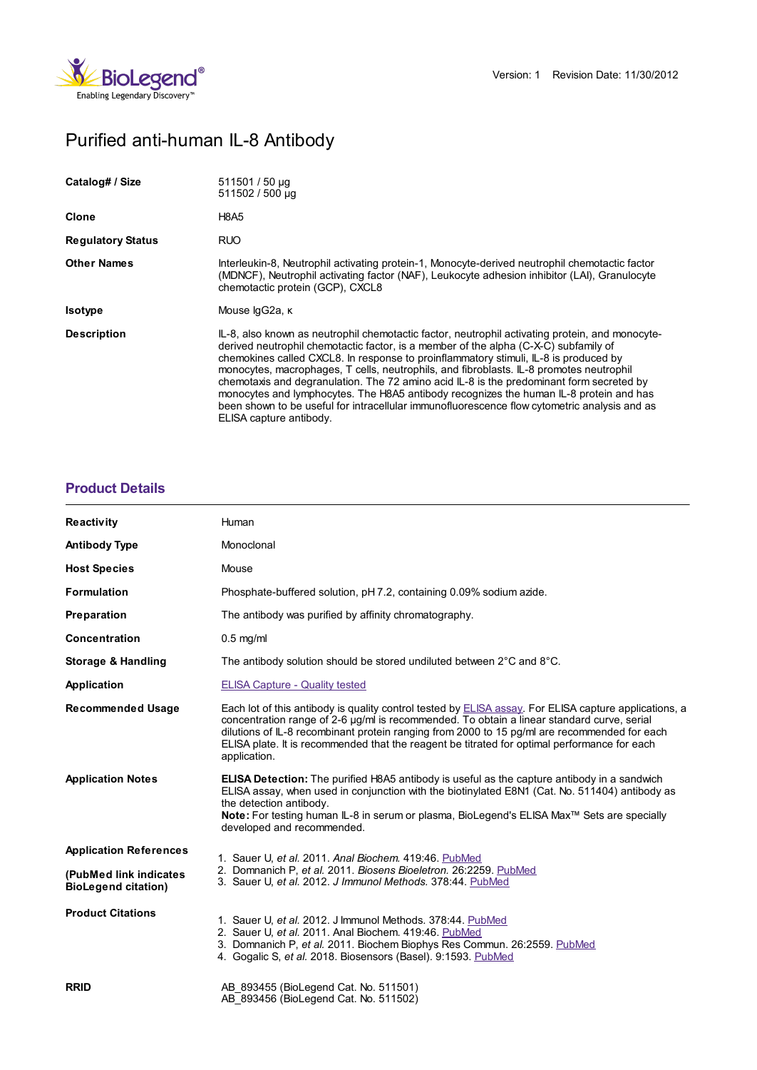Version: 1 Revision Date: 11/30/2012

# Purified anti-human IL-8 Antibody

| | |
|---|---|
| **Catalog# / Size** | 511501 / 50 µg<br>511502 / 500 µg |
| **Clone** | H8A5 |
| **Regulatory Status** | RUO |
| **Other Names** | Interleukin-8, Neutrophil activating protein-1, Monocyte-derived neutrophil chemotactic factor (MDNCF), Neutrophil activating factor (NAF), Leukocyte adhesion inhibitor (LAI), Granulocyte chemotactic protein (GCP), CXCL8 |
| **Isotype** | Mouse IgG2a, κ |
| **Description** | IL-8, also known as neutrophil chemotactic factor, neutrophil activating protein, and monocyte-derived neutrophil chemotactic factor, is a member of the alpha (C-X-C) subfamily of chemokines called CXCL8. In response to proinflammatory stimuli, IL-8 is produced by monocytes, macrophages, T cells, neutrophils, and fibroblasts. IL-8 promotes neutrophil chemotaxis and degranulation. The 72 amino acid IL-8 is the predominant form secreted by monocytes and lymphocytes. The H8A5 antibody recognizes the human IL-8 protein and has been shown to be useful for intracellular immunofluorescence flow cytometric analysis and as ELISA capture antibody. |

## Product Details

| | |
|---|---|
| **Reactivity** | Human |
| **Antibody Type** | Monoclonal |
| **Host Species** | Mouse |
| **Formulation** | Phosphate-buffered solution, pH 7.2, containing 0.09% sodium azide. |
| **Preparation** | The antibody was purified by affinity chromatography. |
| **Concentration** | 0.5 mg/ml |
| **Storage & Handling** | The antibody solution should be stored undiluted between 2°C and 8°C. |
| **Application** | ELISA Capture - Quality tested |
| **Recommended Usage** | Each lot of this antibody is quality control tested by ELISA assay. For ELISA capture applications, a concentration range of 2-6 µg/ml is recommended. To obtain a linear standard curve, serial dilutions of IL-8 recombinant protein ranging from 2000 to 15 pg/ml are recommended for each ELISA plate. It is recommended that the reagent be titrated for optimal performance for each application. |
| **Application Notes** | **ELISA Detection:** The purified H8A5 antibody is useful as the capture antibody in a sandwich ELISA assay, when used in conjunction with the biotinylated E8N1 (Cat. No. 511404) antibody as the detection antibody.<br>**Note:** For testing human IL-8 in serum or plasma, BioLegend's ELISA Max™ Sets are specially developed and recommended. |
| **Application References**<br><br>**(PubMed link indicates BioLegend citation)** | 1. Sauer U, *et al.* 2011. *Anal Biochem.* 419:46. PubMed<br>2. Domnanich P, *et al.* 2011. *Biosens Bioelectron.* 26:2259. PubMed<br>3. Sauer U, *et al.* 2012. *J Immunol Methods.* 378:44. PubMed |
| **Product Citations** | 1. Sauer U, *et al.* 2012. J Immunol Methods. 378:44. PubMed<br>2. Sauer U, *et al.* 2011. Anal Biochem. 419:46. PubMed<br>3. Domnanich P, *et al.* 2011. Biochem Biophys Res Commun. 26:2559. PubMed<br>4. Gogalic S, *et al.* 2018. Biosensors (Basel). 9:1593. PubMed |
| **RRID** | AB_893455 (BioLegend Cat. No. 511501)<br>AB_893456 (BioLegend Cat. No. 511502) |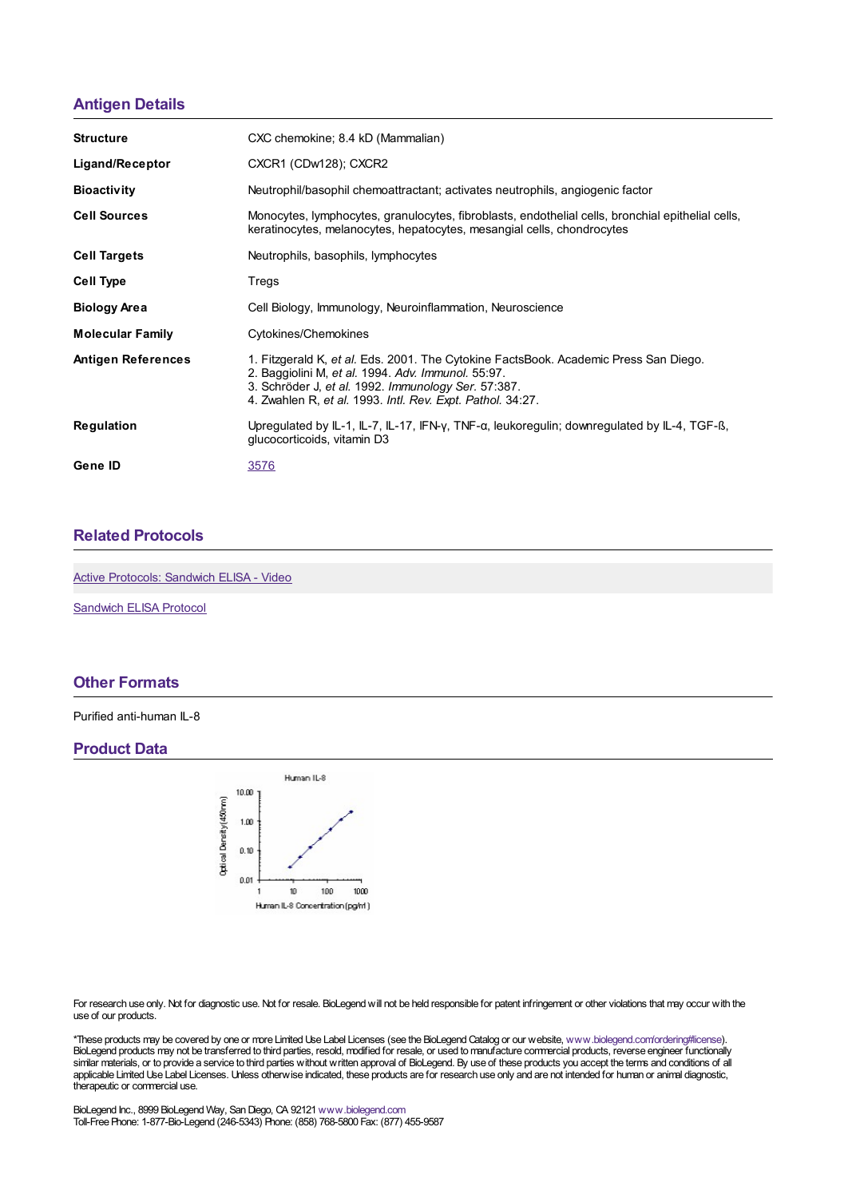## Antigen Details

| | |
|---|---|
| **Structure** | CXC chemokine; 8.4 kD (Mammalian) |
| **Ligand/Receptor** | CXCR1 (CDw128); CXCR2 |
| **Bioactivity** | Neutrophil/basophil chemoattractant; activates neutrophils, angiogenic factor |
| **Cell Sources** | Monocytes, lymphocytes, granulocytes, fibroblasts, endothelial cells, bronchial epithelial cells, keratinocytes, melanocytes, hepatocytes, mesangial cells, chondrocytes |
| **Cell Targets** | Neutrophils, basophils, lymphocytes |
| **Cell Type** | Tregs |
| **Biology Area** | Cell Biology, Immunology, Neuroinflammation, Neuroscience |
| **Molecular Family** | Cytokines/Chemokines |
| **Antigen References** | 1. Fitzgerald K, *et al.* Eds. 2001. The Cytokine FactsBook. Academic Press San Diego.<br>2. Baggiolini M, *et al.* 1994. *Adv. Immunol.* 55:97.<br>3. Schröder J, *et al.* 1992. *Immunology Ser.* 57:387.<br>4. Zwahlen R, *et al.* 1993. *Intl. Rev. Expt. Pathol.* 34:27. |
| **Regulation** | Upregulated by IL-1, IL-7, IL-17, IFN-γ, TNF-α, leukoregulin; downregulated by IL-4, TGF-ß, glucocorticoids, vitamin D3 |
| **Gene ID** | 3576 |

## Related Protocols

Active Protocols: Sandwich ELISA - Video

Sandwich ELISA Protocol

## Other Formats

Purified anti-human IL-8

## Product Data

Human IL-8

Optical Density (450nm)

10.00

1.00

0.10

0.01

1

10

100

1000

Human IL-8 Concentration (pg/ml)

For research use only. Not for diagnostic use. Not for resale. BioLegend will not be held responsible for patent infringement or other violations that may occur with the use of our products.

*These products may be covered by one or more Limited Use Label Licenses (see the BioLegend Catalog or our website, www.biolegend.com/ordering#license). BioLegend products may not be transferred to third parties, resold, modified for resale, or used to manufacture commercial products, reverse engineer functionally similar materials, or to provide a service to third parties without written approval of BioLegend. By use of these products you accept the terms and conditions of all applicable Limited Use Label Licenses. Unless otherwise indicated, these products are for research use only and are not intended for human or animal diagnostic, therapeutic or commercial use.

BioLegend Inc., 8999 BioLegend Way, San Diego, CA 92121 www.biolegend.com
Toll-Free Phone: 1-877-Bio-Legend (246-5343) Phone: (858) 768-5800 Fax: (877) 455-9587